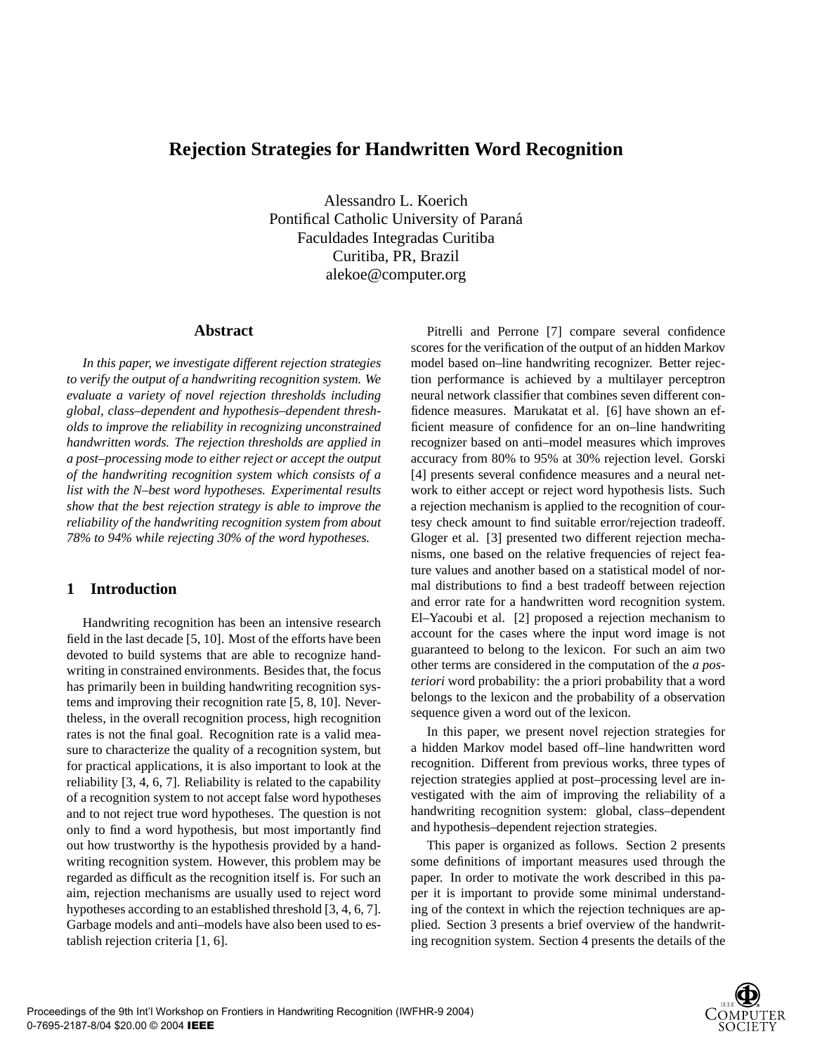# Rejection Strategies for Handwritten Word Recognition

Alessandro L. Koerich
Pontifical Catholic University of Paraná
Faculdades Integradas Curitiba
Curitiba, PR, Brazil
alekoe@computer.org

## Abstract

*In this paper, we investigate different rejection strategies to verify the output of a handwriting recognition system. We evaluate a variety of novel rejection thresholds including global, class–dependent and hypothesis–dependent thresholds to improve the reliability in recognizing unconstrained handwritten words. The rejection thresholds are applied in a post–processing mode to either reject or accept the output of the handwriting recognition system which consists of a list with the N–best word hypotheses. Experimental results show that the best rejection strategy is able to improve the reliability of the handwriting recognition system from about 78% to 94% while rejecting 30% of the word hypotheses.*

## 1 Introduction

Handwriting recognition has been an intensive research field in the last decade [5, 10]. Most of the efforts have been devoted to build systems that are able to recognize handwriting in constrained environments. Besides that, the focus has primarily been in building handwriting recognition systems and improving their recognition rate [5, 8, 10]. Nevertheless, in the overall recognition process, high recognition rates is not the final goal. Recognition rate is a valid measure to characterize the quality of a recognition system, but for practical applications, it is also important to look at the reliability [3, 4, 6, 7]. Reliability is related to the capability of a recognition system to not accept false word hypotheses and to not reject true word hypotheses. The question is not only to find a word hypothesis, but most importantly find out how trustworthy is the hypothesis provided by a handwriting recognition system. However, this problem may be regarded as difficult as the recognition itself is. For such an aim, rejection mechanisms are usually used to reject word hypotheses according to an established threshold [3, 4, 6, 7]. Garbage models and anti–models have also been used to establish rejection criteria [1, 6].

Pitrelli and Perrone [7] compare several confidence scores for the verification of the output of an hidden Markov model based on–line handwriting recognizer. Better rejection performance is achieved by a multilayer perceptron neural network classifier that combines seven different confidence measures. Marukatat et al. [6] have shown an efficient measure of confidence for an on–line handwriting recognizer based on anti–model measures which improves accuracy from 80% to 95% at 30% rejection level. Gorski [4] presents several confidence measures and a neural network to either accept or reject word hypothesis lists. Such a rejection mechanism is applied to the recognition of courtesy check amount to find suitable error/rejection tradeoff. Gloger et al. [3] presented two different rejection mechanisms, one based on the relative frequencies of reject feature values and another based on a statistical model of normal distributions to find a best tradeoff between rejection and error rate for a handwritten word recognition system. El–Yacoubi et al. [2] proposed a rejection mechanism to account for the cases where the input word image is not guaranteed to belong to the lexicon. For such an aim two other terms are considered in the computation of the *a posteriori* word probability: the a priori probability that a word belongs to the lexicon and the probability of a observation sequence given a word out of the lexicon.

In this paper, we present novel rejection strategies for a hidden Markov model based off–line handwritten word recognition. Different from previous works, three types of rejection strategies applied at post–processing level are investigated with the aim of improving the reliability of a handwriting recognition system: global, class–dependent and hypothesis–dependent rejection strategies.

This paper is organized as follows. Section 2 presents some definitions of important measures used through the paper. In order to motivate the work described in this paper it is important to provide some minimal understanding of the context in which the rejection techniques are applied. Section 3 presents a brief overview of the handwriting recognition system. Section 4 presents the details of the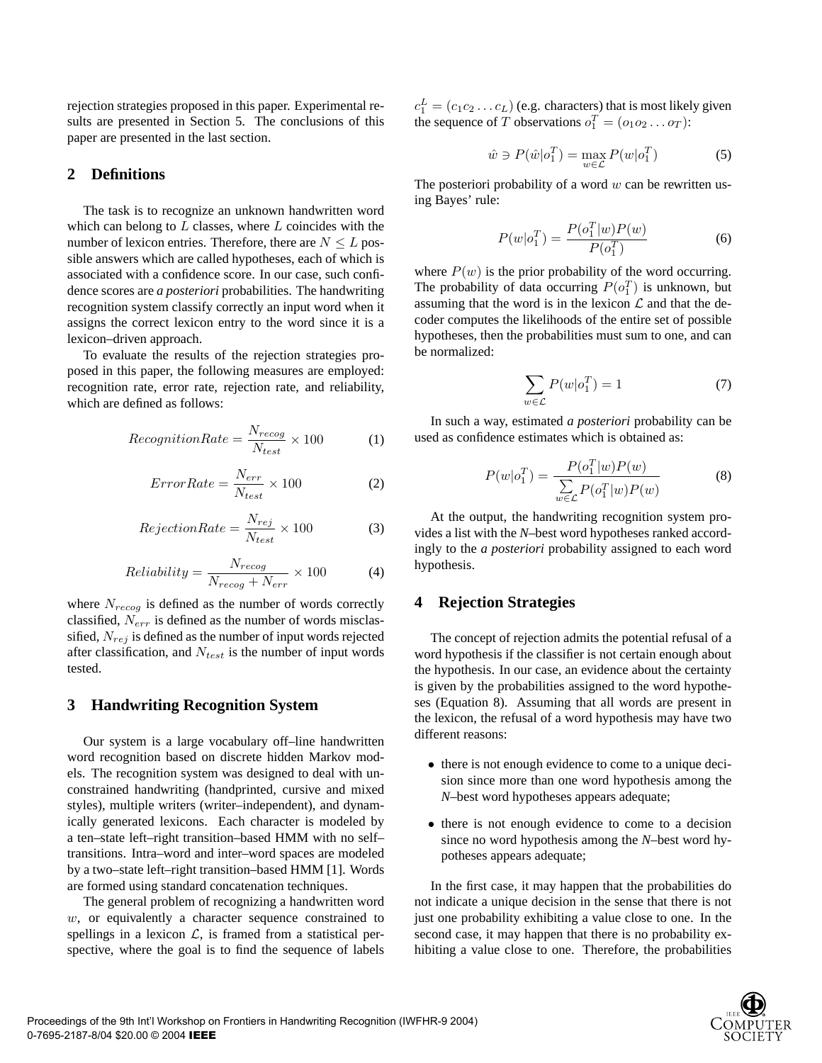rejection strategies proposed in this paper. Experimental results are presented in Section 5. The conclusions of this paper are presented in the last section.

## 2 Definitions

The task is to recognize an unknown handwritten word which can belong to $L$ classes, where $L$ coincides with the number of lexicon entries. Therefore, there are $N \leq L$ possible answers which are called hypotheses, each of which is associated with a confidence score. In our case, such confidence scores are *a posteriori* probabilities. The handwriting recognition system classify correctly an input word when it assigns the correct lexicon entry to the word since it is a lexicon–driven approach.

To evaluate the results of the rejection strategies proposed in this paper, the following measures are employed: recognition rate, error rate, rejection rate, and reliability, which are defined as follows:

$$RecognitionRate = \frac{N_{recog}}{N_{test}} \times 100 \tag{1}$$

$$ErrorRate = \frac{N_{err}}{N_{test}} \times 100 \tag{2}$$

$$RejectionRate = \frac{N_{rej}}{N_{test}} \times 100 \tag{3}$$

$$Reliability = \frac{N_{recog}}{N_{recog} + N_{err}} \times 100 \tag{4}$$

where $N_{recog}$ is defined as the number of words correctly classified, $N_{err}$ is defined as the number of words misclassified, $N_{rej}$ is defined as the number of input words rejected after classification, and $N_{test}$ is the number of input words tested.

## 3 Handwriting Recognition System

Our system is a large vocabulary off–line handwritten word recognition based on discrete hidden Markov models. The recognition system was designed to deal with unconstrained handwriting (handprinted, cursive and mixed styles), multiple writers (writer–independent), and dynamically generated lexicons. Each character is modeled by a ten–state left–right transition–based HMM with no self–transitions. Intra–word and inter–word spaces are modeled by a two–state left–right transition–based HMM [1]. Words are formed using standard concatenation techniques.

The general problem of recognizing a handwritten word $w$, or equivalently a character sequence constrained to spellings in a lexicon $\mathcal{L}$, is framed from a statistical perspective, where the goal is to find the sequence of labels $c_1^L = (c_1 c_2 \dots c_L)$ (e.g. characters) that is most likely given the sequence of $T$ observations $o_1^T = (o_1 o_2 \dots o_T)$:

$$\hat{w} \ni P(\hat{w}|o_1^T) = \max_{w \in \mathcal{L}} P(w|o_1^T) \tag{5}$$

The posteriori probability of a word $w$ can be rewritten using Bayes' rule:

$$P(w|o_1^T) = \frac{P(o_1^T|w)P(w)}{P(o_1^T)} \tag{6}$$

where $P(w)$ is the prior probability of the word occurring. The probability of data occurring $P(o_1^T)$ is unknown, but assuming that the word is in the lexicon $\mathcal{L}$ and that the decoder computes the likelihoods of the entire set of possible hypotheses, then the probabilities must sum to one, and can be normalized:

$$\sum_{w \in \mathcal{L}} P(w|o_1^T) = 1 \tag{7}$$

In such a way, estimated *a posteriori* probability can be used as confidence estimates which is obtained as:

$$P(w|o_1^T) = \frac{P(o_1^T|w)P(w)}{\sum_{w \in \mathcal{L}} P(o_1^T|w)P(w)} \tag{8}$$

At the output, the handwriting recognition system provides a list with the *N*–best word hypotheses ranked accordingly to the *a posteriori* probability assigned to each word hypothesis.

## 4 Rejection Strategies

The concept of rejection admits the potential refusal of a word hypothesis if the classifier is not certain enough about the hypothesis. In our case, an evidence about the certainty is given by the probabilities assigned to the word hypotheses (Equation 8). Assuming that all words are present in the lexicon, the refusal of a word hypothesis may have two different reasons:

- there is not enough evidence to come to a unique decision since more than one word hypothesis among the *N*–best word hypotheses appears adequate;
- there is not enough evidence to come to a decision since no word hypothesis among the *N*–best word hypotheses appears adequate;

In the first case, it may happen that the probabilities do not indicate a unique decision in the sense that there is not just one probability exhibiting a value close to one. In the second case, it may happen that there is no probability exhibiting a value close to one. Therefore, the probabilities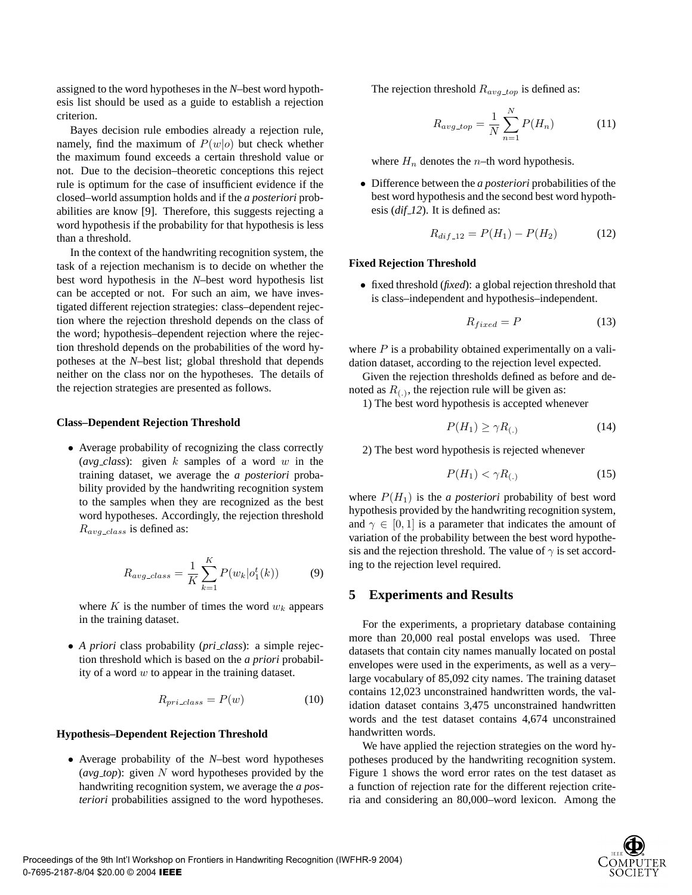assigned to the word hypotheses in the *N*–best word hypothesis list should be used as a guide to establish a rejection criterion.

Bayes decision rule embodies already a rejection rule, namely, find the maximum of $P(w|o)$ but check whether the maximum found exceeds a certain threshold value or not. Due to the decision–theoretic conceptions this reject rule is optimum for the case of insufficient evidence if the closed–world assumption holds and if the *a posteriori* probabilities are know [9]. Therefore, this suggests rejecting a word hypothesis if the probability for that hypothesis is less than a threshold.

In the context of the handwriting recognition system, the task of a rejection mechanism is to decide on whether the best word hypothesis in the *N*–best word hypothesis list can be accepted or not. For such an aim, we have investigated different rejection strategies: class–dependent rejection where the rejection threshold depends on the class of the word; hypothesis–dependent rejection where the rejection threshold depends on the probabilities of the word hypotheses at the *N*–best list; global threshold that depends neither on the class nor on the hypotheses. The details of the rejection strategies are presented as follows.

**Class–Dependent Rejection Threshold**

- Average probability of recognizing the class correctly (*avg_class*): given $k$ samples of a word $w$ in the training dataset, we average the *a posteriori* probability provided by the handwriting recognition system to the samples when they are recognized as the best word hypotheses. Accordingly, the rejection threshold $R_{avg\_class}$ is defined as:

$$R_{avg\_class} = \frac{1}{K} \sum_{k=1}^{K} P(w_k | o_1^t(k)) \tag{9}$$

  where $K$ is the number of times the word $w_k$ appears in the training dataset.

- *A priori* class probability (*pri_class*): a simple rejection threshold which is based on the *a priori* probability of a word $w$ to appear in the training dataset.

$$R_{pri\_class} = P(w) \tag{10}$$

**Hypothesis–Dependent Rejection Threshold**

- Average probability of the *N*–best word hypotheses (*avg_top*): given $N$ word hypotheses provided by the handwriting recognition system, we average the *a posteriori* probabilities assigned to the word hypotheses.

  The rejection threshold $R_{avg\_top}$ is defined as:

$$R_{avg\_top} = \frac{1}{N} \sum_{n=1}^{N} P(H_n) \tag{11}$$

  where $H_n$ denotes the $n$–th word hypothesis.

- Difference between the *a posteriori* probabilities of the best word hypothesis and the second best word hypothesis (*dif_12*). It is defined as:

$$R_{dif\_12} = P(H_1) - P(H_2) \tag{12}$$

**Fixed Rejection Threshold**

- fixed threshold (*fixed*): a global rejection threshold that is class–independent and hypothesis–independent.

$$R_{fixed} = P \tag{13}$$

where $P$ is a probability obtained experimentally on a validation dataset, according to the rejection level expected.

Given the rejection thresholds defined as before and denoted as $R_{(.)}$, the rejection rule will be given as:

1) The best word hypothesis is accepted whenever

$$P(H_1) \geq \gamma R_{(.)} \tag{14}$$

2) The best word hypothesis is rejected whenever

$$P(H_1) < \gamma R_{(.)} \tag{15}$$

where $P(H_1)$ is the *a posteriori* probability of best word hypothesis provided by the handwriting recognition system, and $\gamma \in [0, 1]$ is a parameter that indicates the amount of variation of the probability between the best word hypothesis and the rejection threshold. The value of $\gamma$ is set according to the rejection level required.

## 5 Experiments and Results

For the experiments, a proprietary database containing more than 20,000 real postal envelops was used. Three datasets that contain city names manually located on postal envelopes were used in the experiments, as well as a very–large vocabulary of 85,092 city names. The training dataset contains 12,023 unconstrained handwritten words, the validation dataset contains 3,475 unconstrained handwritten words and the test dataset contains 4,674 unconstrained handwritten words.

We have applied the rejection strategies on the word hypotheses produced by the handwriting recognition system. Figure 1 shows the word error rates on the test dataset as a function of rejection rate for the different rejection criteria and considering an 80,000–word lexicon. Among the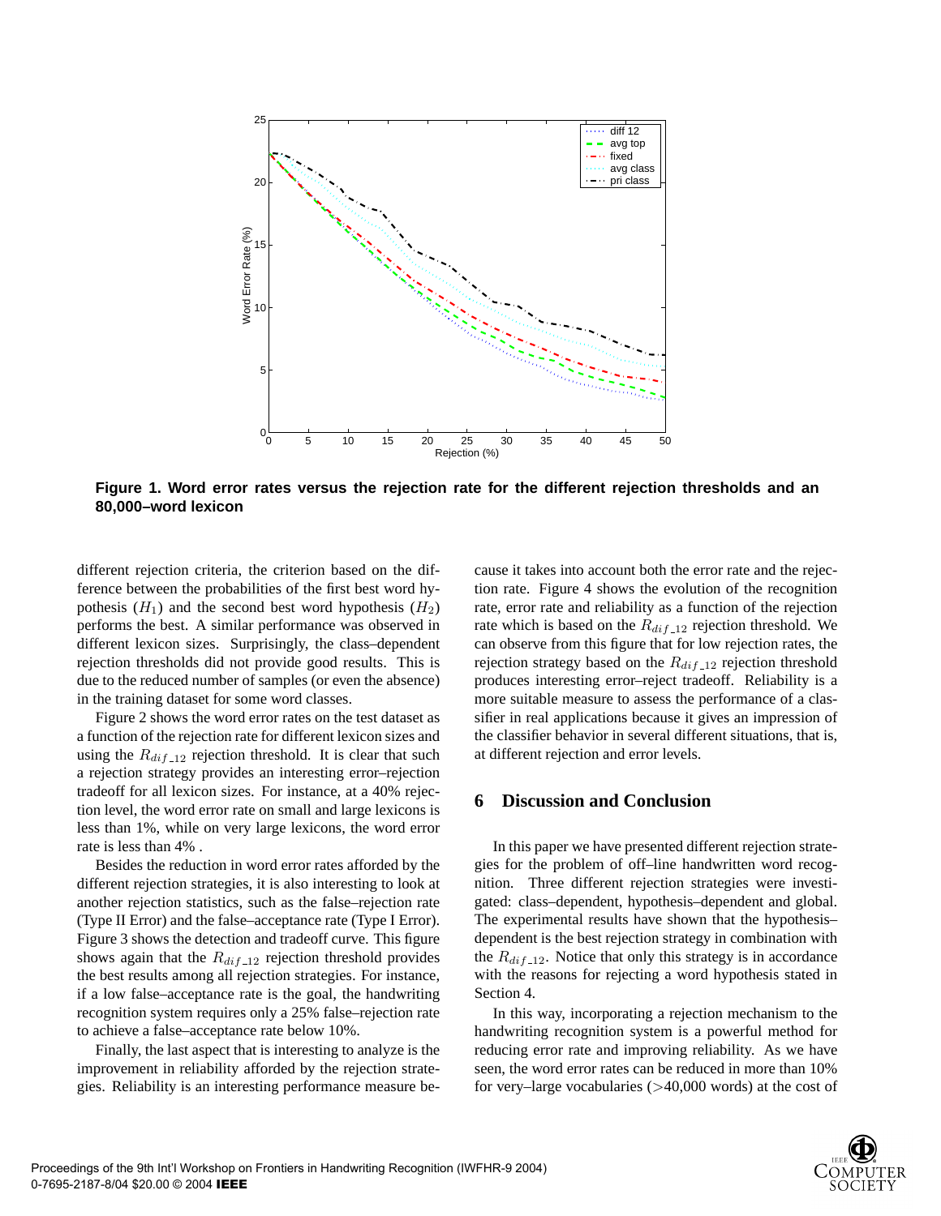**Figure 1. Word error rates versus the rejection rate for the different rejection thresholds and an 80,000–word lexicon**

different rejection criteria, the criterion based on the difference between the probabilities of the first best word hypothesis ($H_1$) and the second best word hypothesis ($H_2$) performs the best. A similar performance was observed in different lexicon sizes. Surprisingly, the class–dependent rejection thresholds did not provide good results. This is due to the reduced number of samples (or even the absence) in the training dataset for some word classes.

Figure 2 shows the word error rates on the test dataset as a function of the rejection rate for different lexicon sizes and using the $R_{dif\_12}$ rejection threshold. It is clear that such a rejection strategy provides an interesting error–rejection tradeoff for all lexicon sizes. For instance, at a 40% rejection level, the word error rate on small and large lexicons is less than 1%, while on very large lexicons, the word error rate is less than 4% .

Besides the reduction in word error rates afforded by the different rejection strategies, it is also interesting to look at another rejection statistics, such as the false–rejection rate (Type II Error) and the false–acceptance rate (Type I Error). Figure 3 shows the detection and tradeoff curve. This figure shows again that the $R_{dif\_12}$ rejection threshold provides the best results among all rejection strategies. For instance, if a low false–acceptance rate is the goal, the handwriting recognition system requires only a 25% false–rejection rate to achieve a false–acceptance rate below 10%.

Finally, the last aspect that is interesting to analyze is the improvement in reliability afforded by the rejection strategies. Reliability is an interesting performance measure because it takes into account both the error rate and the rejection rate. Figure 4 shows the evolution of the recognition rate, error rate and reliability as a function of the rejection rate which is based on the $R_{dif\_12}$ rejection threshold. We can observe from this figure that for low rejection rates, the rejection strategy based on the $R_{dif\_12}$ rejection threshold produces interesting error–reject tradeoff. Reliability is a more suitable measure to assess the performance of a classifier in real applications because it gives an impression of the classifier behavior in several different situations, that is, at different rejection and error levels.

## 6 Discussion and Conclusion

In this paper we have presented different rejection strategies for the problem of off–line handwritten word recognition. Three different rejection strategies were investigated: class–dependent, hypothesis–dependent and global. The experimental results have shown that the hypothesis–dependent is the best rejection strategy in combination with the $R_{dif\_12}$. Notice that only this strategy is in accordance with the reasons for rejecting a word hypothesis stated in Section 4.

In this way, incorporating a rejection mechanism to the handwriting recognition system is a powerful method for reducing error rate and improving reliability. As we have seen, the word error rates can be reduced in more than 10% for very–large vocabularies (>40,000 words) at the cost of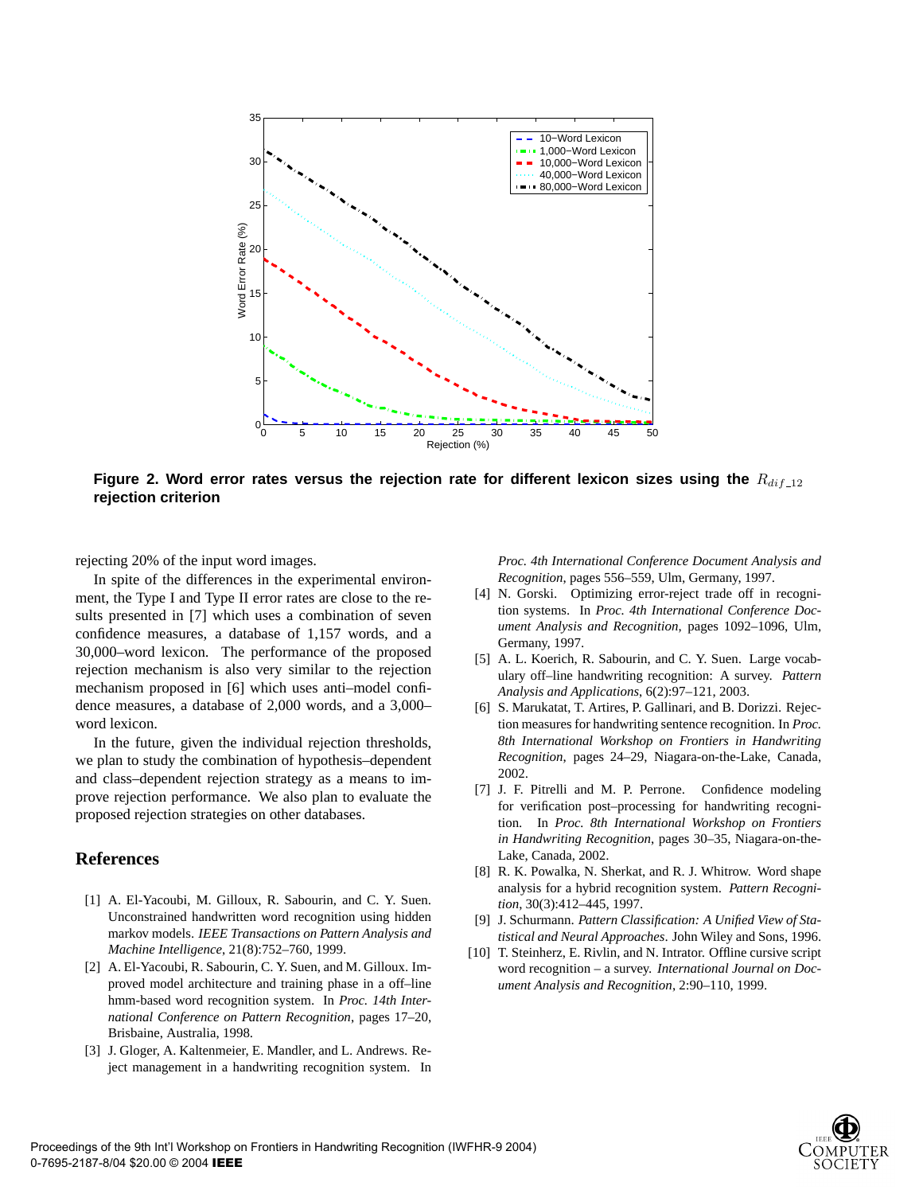**Figure 2. Word error rates versus the rejection rate for different lexicon sizes using the $R_{dif\_12}$ rejection criterion**

rejecting 20% of the input word images.

In spite of the differences in the experimental environment, the Type I and Type II error rates are close to the results presented in [7] which uses a combination of seven confidence measures, a database of 1,157 words, and a 30,000–word lexicon. The performance of the proposed rejection mechanism is also very similar to the rejection mechanism proposed in [6] which uses anti–model confidence measures, a database of 2,000 words, and a 3,000–word lexicon.

In the future, given the individual rejection thresholds, we plan to study the combination of hypothesis–dependent and class–dependent rejection strategy as a means to improve rejection performance. We also plan to evaluate the proposed rejection strategies on other databases.

## References

[1] A. El-Yacoubi, M. Gilloux, R. Sabourin, and C. Y. Suen. Unconstrained handwritten word recognition using hidden markov models. *IEEE Transactions on Pattern Analysis and Machine Intelligence*, 21(8):752–760, 1999.

[2] A. El-Yacoubi, R. Sabourin, C. Y. Suen, and M. Gilloux. Improved model architecture and training phase in a off–line hmm-based word recognition system. In *Proc. 14th International Conference on Pattern Recognition*, pages 17–20, Brisbaine, Australia, 1998.

[3] J. Gloger, A. Kaltenmeier, E. Mandler, and L. Andrews. Reject management in a handwriting recognition system. In *Proc. 4th International Conference Document Analysis and Recognition*, pages 556–559, Ulm, Germany, 1997.

[4] N. Gorski. Optimizing error-reject trade off in recognition systems. In *Proc. 4th International Conference Document Analysis and Recognition*, pages 1092–1096, Ulm, Germany, 1997.

[5] A. L. Koerich, R. Sabourin, and C. Y. Suen. Large vocabulary off–line handwriting recognition: A survey. *Pattern Analysis and Applications*, 6(2):97–121, 2003.

[6] S. Marukatat, T. Artires, P. Gallinari, and B. Dorizzi. Rejection measures for handwriting sentence recognition. In *Proc. 8th International Workshop on Frontiers in Handwriting Recognition*, pages 24–29, Niagara-on-the-Lake, Canada, 2002.

[7] J. F. Pitrelli and M. P. Perrone. Confidence modeling for verification post–processing for handwriting recognition. In *Proc. 8th International Workshop on Frontiers in Handwriting Recognition*, pages 30–35, Niagara-on-the-Lake, Canada, 2002.

[8] R. K. Powalka, N. Sherkat, and R. J. Whitrow. Word shape analysis for a hybrid recognition system. *Pattern Recognition*, 30(3):412–445, 1997.

[9] J. Schurmann. *Pattern Classification: A Unified View of Statistical and Neural Approaches*. John Wiley and Sons, 1996.

[10] T. Steinherz, E. Rivlin, and N. Intrator. Offline cursive script word recognition – a survey. *International Journal on Document Analysis and Recognition*, 2:90–110, 1999.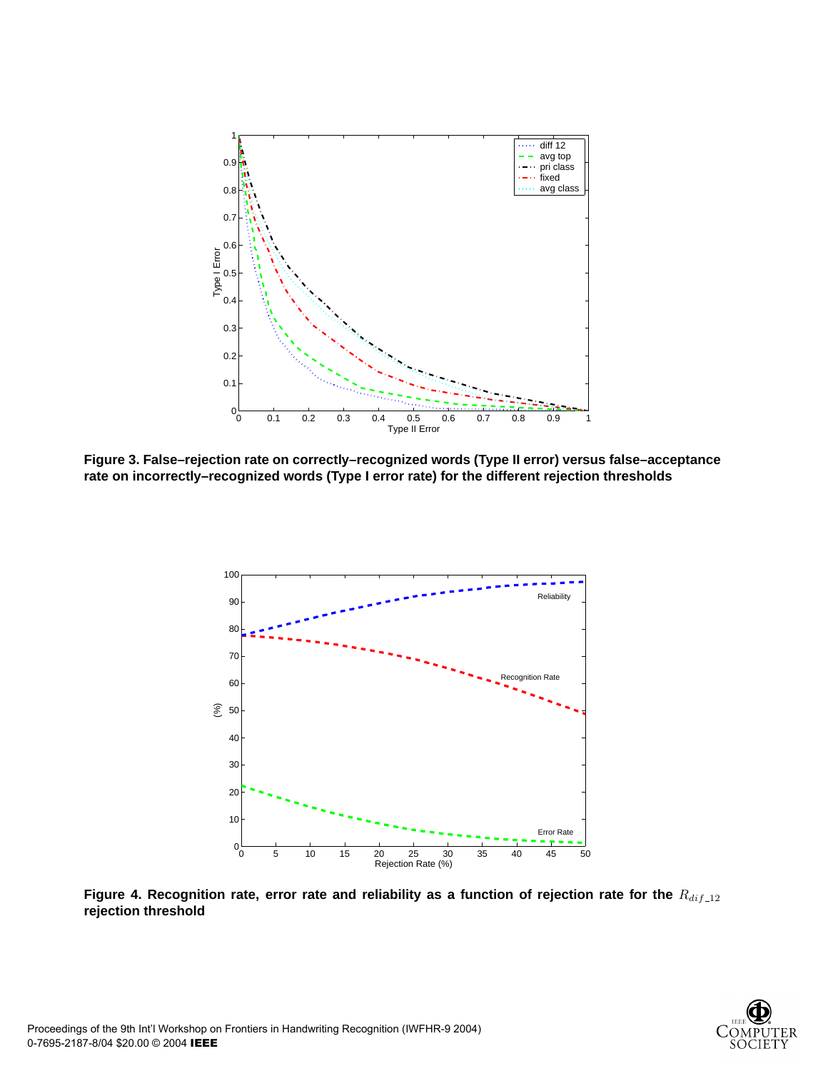diff 12
avg top
pri class
fixed
avg class

Type I Error

Type II Error

0 0.1 0.2 0.3 0.4 0.5 0.6 0.7 0.8 0.9 1

0 0.1 0.2 0.3 0.4 0.5 0.6 0.7 0.8 0.9 1

**Figure 3. False–rejection rate on correctly–recognized words (Type II error) versus false–acceptance rate on incorrectly–recognized words (Type I error rate) for the different rejection thresholds**

Reliability

Recognition Rate

Error Rate

(%)

Rejection Rate (%)

0 10 20 30 40 50 60 70 80 90 100

0 5 10 15 20 25 30 35 40 45 50

**Figure 4. Recognition rate, error rate and reliability as a function of rejection rate for the $R_{dif\_12}$ rejection threshold**